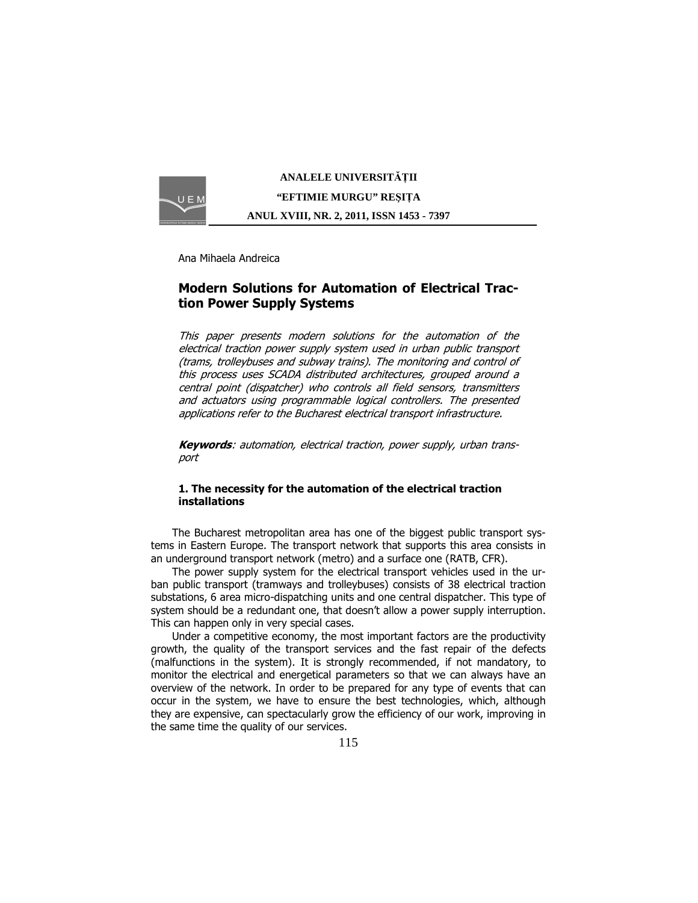Ana Mihaela Andreica

# Modern Solutions for Automation of Electrical Traction Power Supply Systems

*This paper presents modern solutions for the automation of the electrical traction power supply system used in urban public transport (trams, trolleybuses and subway trains). The monitoring and control of this process uses SCADA distributed architectures, grouped around a central point (dispatcher) who controls all field sensors, transmitters and actuators using programmable logical controllers. The presented applications refer to the Bucharest electrical transport infrastructure.*

***Keywords****: automation, electrical traction, power supply, urban transport*

## 1. The necessity for the automation of the electrical traction installations

The Bucharest metropolitan area has one of the biggest public transport systems in Eastern Europe. The transport network that supports this area consists in an underground transport network (metro) and a surface one (RATB, CFR).

The power supply system for the electrical transport vehicles used in the urban public transport (tramways and trolleybuses) consists of 38 electrical traction substations, 6 area micro-dispatching units and one central dispatcher. This type of system should be a redundant one, that doesn't allow a power supply interruption. This can happen only in very special cases.

Under a competitive economy, the most important factors are the productivity growth, the quality of the transport services and the fast repair of the defects (malfunctions in the system). It is strongly recommended, if not mandatory, to monitor the electrical and energetical parameters so that we can always have an overview of the network. In order to be prepared for any type of events that can occur in the system, we have to ensure the best technologies, which, although they are expensive, can spectacularly grow the efficiency of our work, improving in the same time the quality of our services.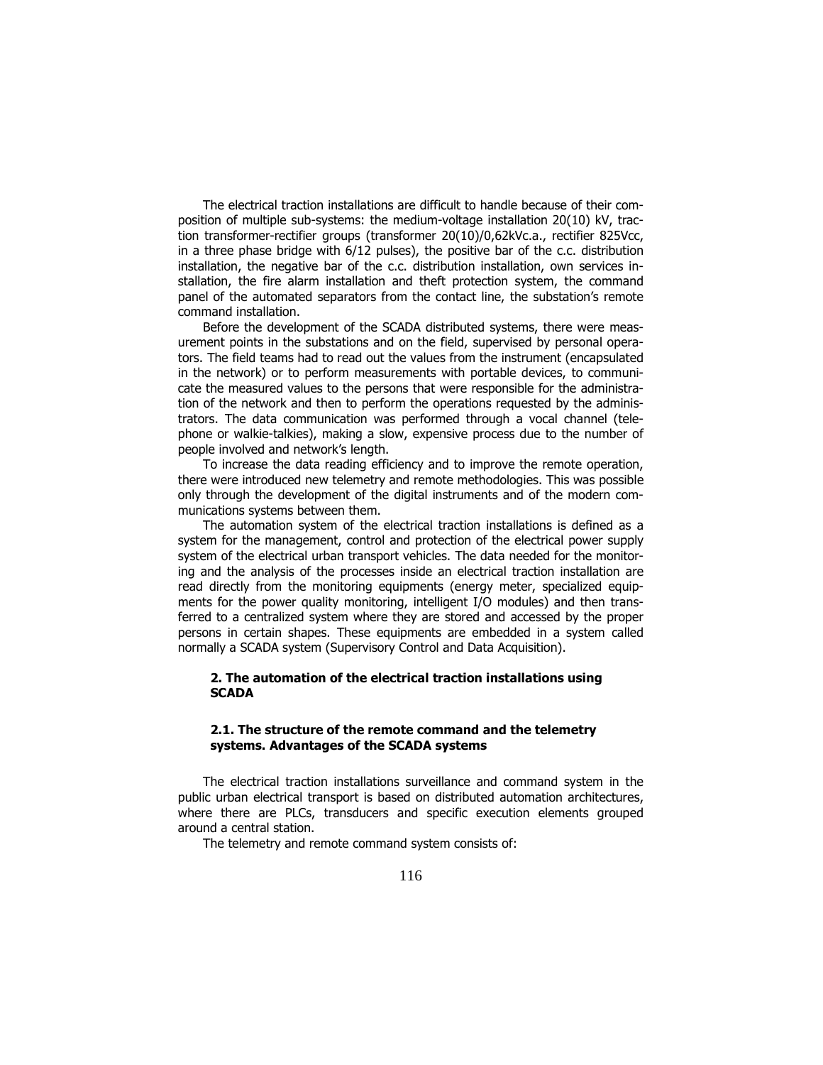The electrical traction installations are difficult to handle because of their composition of multiple sub-systems: the medium-voltage installation 20(10) kV, traction transformer-rectifier groups (transformer 20(10)/0,62kVc.a., rectifier 825Vcc, in a three phase bridge with 6/12 pulses), the positive bar of the c.c. distribution installation, the negative bar of the c.c. distribution installation, own services installation, the fire alarm installation and theft protection system, the command panel of the automated separators from the contact line, the substation's remote command installation.

Before the development of the SCADA distributed systems, there were measurement points in the substations and on the field, supervised by personal operators. The field teams had to read out the values from the instrument (encapsulated in the network) or to perform measurements with portable devices, to communicate the measured values to the persons that were responsible for the administration of the network and then to perform the operations requested by the administrators. The data communication was performed through a vocal channel (telephone or walkie-talkies), making a slow, expensive process due to the number of people involved and network's length.

To increase the data reading efficiency and to improve the remote operation, there were introduced new telemetry and remote methodologies. This was possible only through the development of the digital instruments and of the modern communications systems between them.

The automation system of the electrical traction installations is defined as a system for the management, control and protection of the electrical power supply system of the electrical urban transport vehicles. The data needed for the monitoring and the analysis of the processes inside an electrical traction installation are read directly from the monitoring equipments (energy meter, specialized equipments for the power quality monitoring, intelligent I/O modules) and then transferred to a centralized system where they are stored and accessed by the proper persons in certain shapes. These equipments are embedded in a system called normally a SCADA system (Supervisory Control and Data Acquisition).

## 2. The automation of the electrical traction installations using SCADA

### 2.1. The structure of the remote command and the telemetry systems. Advantages of the SCADA systems

The electrical traction installations surveillance and command system in the public urban electrical transport is based on distributed automation architectures, where there are PLCs, transducers and specific execution elements grouped around a central station.

The telemetry and remote command system consists of: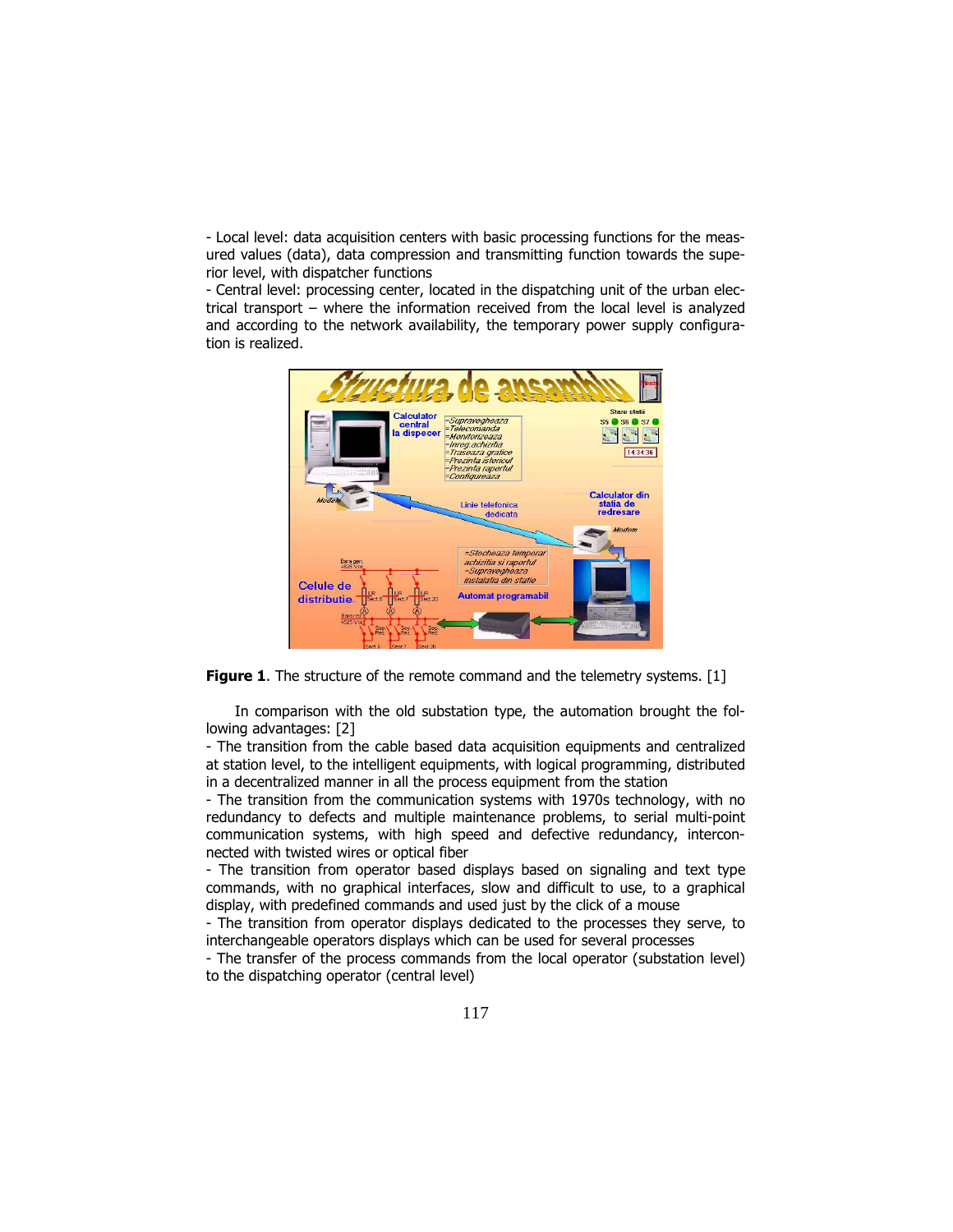- Local level: data acquisition centers with basic processing functions for the measured values (data), data compression and transmitting function towards the superior level, with dispatcher functions

- Central level: processing center, located in the dispatching unit of the urban electrical transport – where the information received from the local level is analyzed and according to the network availability, the temporary power supply configuration is realized.

**Figure 1**. The structure of the remote command and the telemetry systems. [1]

In comparison with the old substation type, the automation brought the following advantages: [2]

- The transition from the cable based data acquisition equipments and centralized at station level, to the intelligent equipments, with logical programming, distributed in a decentralized manner in all the process equipment from the station
- The transition from the communication systems with 1970s technology, with no redundancy to defects and multiple maintenance problems, to serial multi-point communication systems, with high speed and defective redundancy, interconnected with twisted wires or optical fiber
- The transition from operator based displays based on signaling and text type commands, with no graphical interfaces, slow and difficult to use, to a graphical display, with predefined commands and used just by the click of a mouse
- The transition from operator displays dedicated to the processes they serve, to interchangeable operators displays which can be used for several processes
- The transfer of the process commands from the local operator (substation level) to the dispatching operator (central level)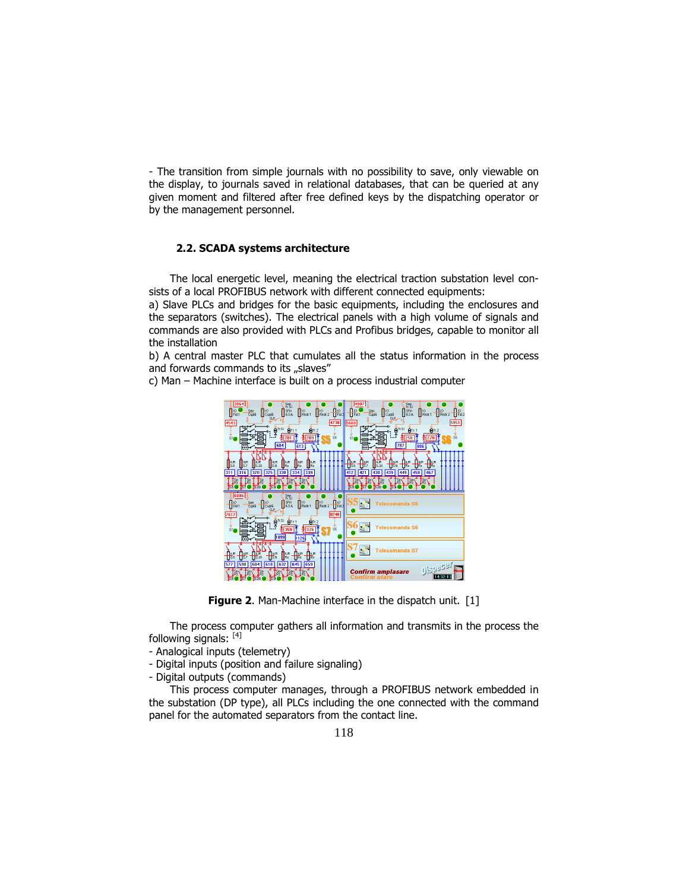- The transition from simple journals with no possibility to save, only viewable on the display, to journals saved in relational databases, that can be queried at any given moment and filtered after free defined keys by the dispatching operator or by the management personnel.

## 2.2. SCADA systems architecture

The local energetic level, meaning the electrical traction substation level consists of a local PROFIBUS network with different connected equipments:

a) Slave PLCs and bridges for the basic equipments, including the enclosures and the separators (switches). The electrical panels with a high volume of signals and commands are also provided with PLCs and Profibus bridges, capable to monitor all the installation

b) A central master PLC that cumulates all the status information in the process and forwards commands to its „slaves"

c) Man – Machine interface is built on a process industrial computer

**Figure 2**. Man-Machine interface in the dispatch unit. [1]

The process computer gathers all information and transmits in the process the following signals: [4]

- Analogical inputs (telemetry)
- Digital inputs (position and failure signaling)
- Digital outputs (commands)

This process computer manages, through a PROFIBUS network embedded in the substation (DP type), all PLCs including the one connected with the command panel for the automated separators from the contact line.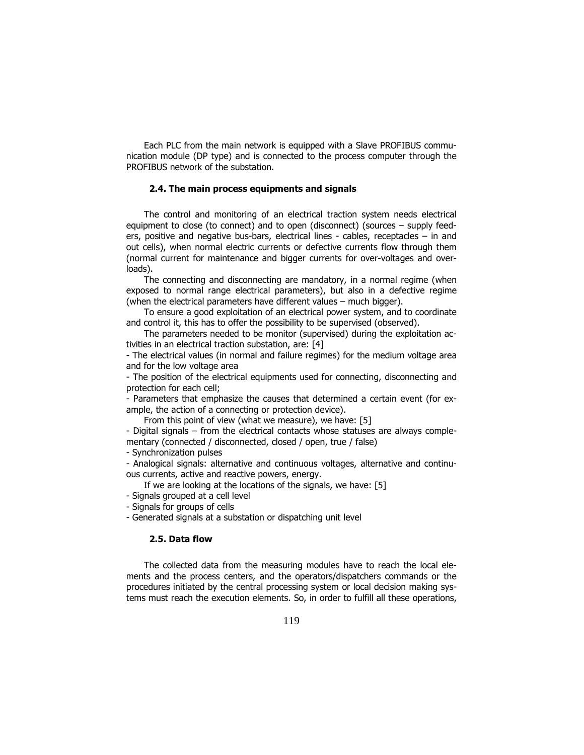Each PLC from the main network is equipped with a Slave PROFIBUS communication module (DP type) and is connected to the process computer through the PROFIBUS network of the substation.

### 2.4. The main process equipments and signals

The control and monitoring of an electrical traction system needs electrical equipment to close (to connect) and to open (disconnect) (sources – supply feeders, positive and negative bus-bars, electrical lines - cables, receptacles – in and out cells), when normal electric currents or defective currents flow through them (normal current for maintenance and bigger currents for over-voltages and overloads).

The connecting and disconnecting are mandatory, in a normal regime (when exposed to normal range electrical parameters), but also in a defective regime (when the electrical parameters have different values – much bigger).

To ensure a good exploitation of an electrical power system, and to coordinate and control it, this has to offer the possibility to be supervised (observed).

The parameters needed to be monitor (supervised) during the exploitation activities in an electrical traction substation, are: [4]

- The electrical values (in normal and failure regimes) for the medium voltage area and for the low voltage area
- The position of the electrical equipments used for connecting, disconnecting and protection for each cell;
- Parameters that emphasize the causes that determined a certain event (for example, the action of a connecting or protection device).

From this point of view (what we measure), we have: [5]

- Digital signals – from the electrical contacts whose statuses are always complementary (connected / disconnected, closed / open, true / false)
- Synchronization pulses
- Analogical signals: alternative and continuous voltages, alternative and continuous currents, active and reactive powers, energy.

If we are looking at the locations of the signals, we have: [5]

- Signals grouped at a cell level
- Signals for groups of cells
- Generated signals at a substation or dispatching unit level

### 2.5. Data flow

The collected data from the measuring modules have to reach the local elements and the process centers, and the operators/dispatchers commands or the procedures initiated by the central processing system or local decision making systems must reach the execution elements. So, in order to fulfill all these operations,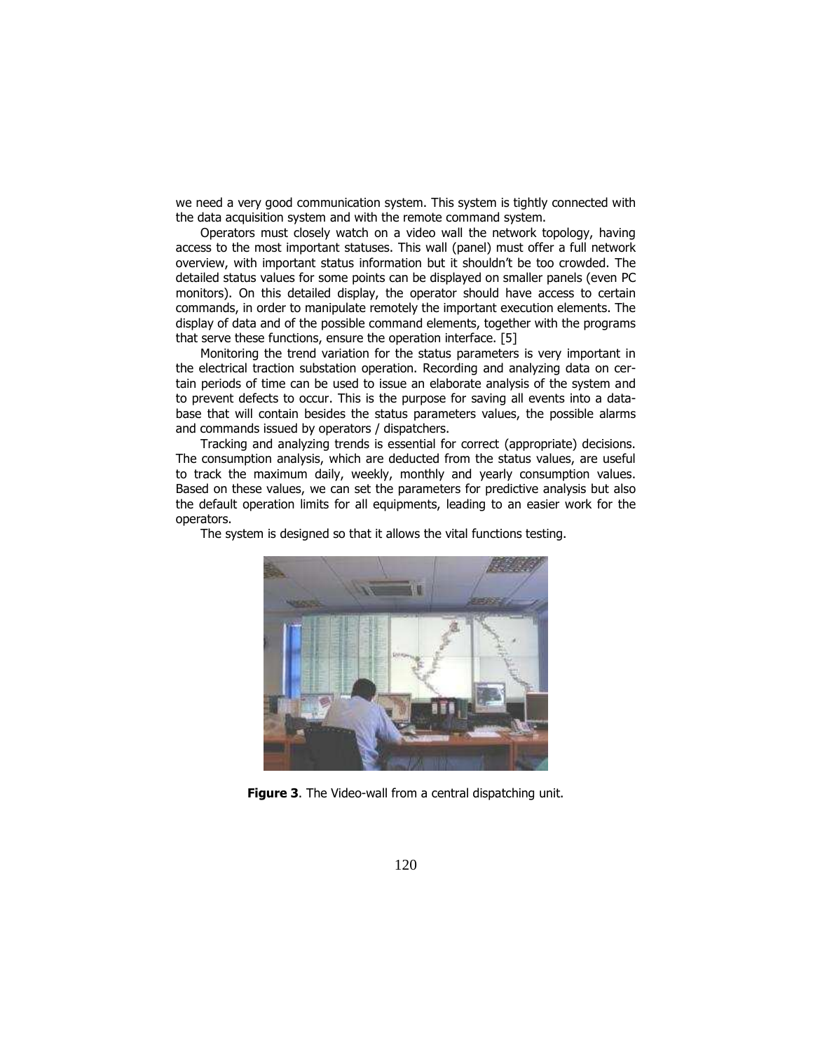we need a very good communication system. This system is tightly connected with the data acquisition system and with the remote command system.

Operators must closely watch on a video wall the network topology, having access to the most important statuses. This wall (panel) must offer a full network overview, with important status information but it shouldn't be too crowded. The detailed status values for some points can be displayed on smaller panels (even PC monitors). On this detailed display, the operator should have access to certain commands, in order to manipulate remotely the important execution elements. The display of data and of the possible command elements, together with the programs that serve these functions, ensure the operation interface. [5]

Monitoring the trend variation for the status parameters is very important in the electrical traction substation operation. Recording and analyzing data on certain periods of time can be used to issue an elaborate analysis of the system and to prevent defects to occur. This is the purpose for saving all events into a database that will contain besides the status parameters values, the possible alarms and commands issued by operators / dispatchers.

Tracking and analyzing trends is essential for correct (appropriate) decisions. The consumption analysis, which are deducted from the status values, are useful to track the maximum daily, weekly, monthly and yearly consumption values. Based on these values, we can set the parameters for predictive analysis but also the default operation limits for all equipments, leading to an easier work for the operators.

The system is designed so that it allows the vital functions testing.

**Figure 3**. The Video-wall from a central dispatching unit.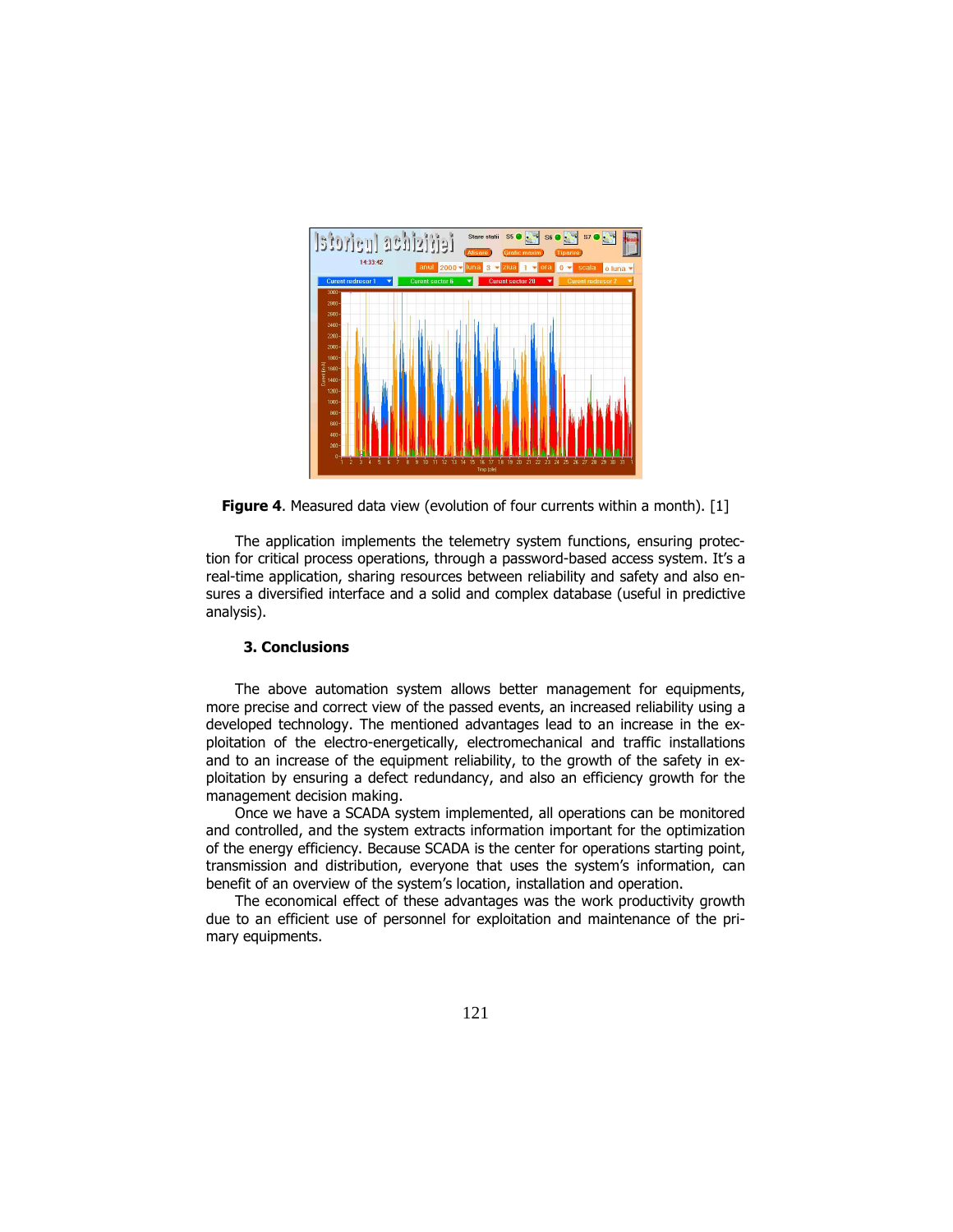**Figure 4**. Measured data view (evolution of four currents within a month). [1]

The application implements the telemetry system functions, ensuring protection for critical process operations, through a password-based access system. It's a real-time application, sharing resources between reliability and safety and also ensures a diversified interface and a solid and complex database (useful in predictive analysis).

## 3. Conclusions

The above automation system allows better management for equipments, more precise and correct view of the passed events, an increased reliability using a developed technology. The mentioned advantages lead to an increase in the exploitation of the electro-energetically, electromechanical and traffic installations and to an increase of the equipment reliability, to the growth of the safety in exploitation by ensuring a defect redundancy, and also an efficiency growth for the management decision making.

Once we have a SCADA system implemented, all operations can be monitored and controlled, and the system extracts information important for the optimization of the energy efficiency. Because SCADA is the center for operations starting point, transmission and distribution, everyone that uses the system's information, can benefit of an overview of the system's location, installation and operation.

The economical effect of these advantages was the work productivity growth due to an efficient use of personnel for exploitation and maintenance of the primary equipments.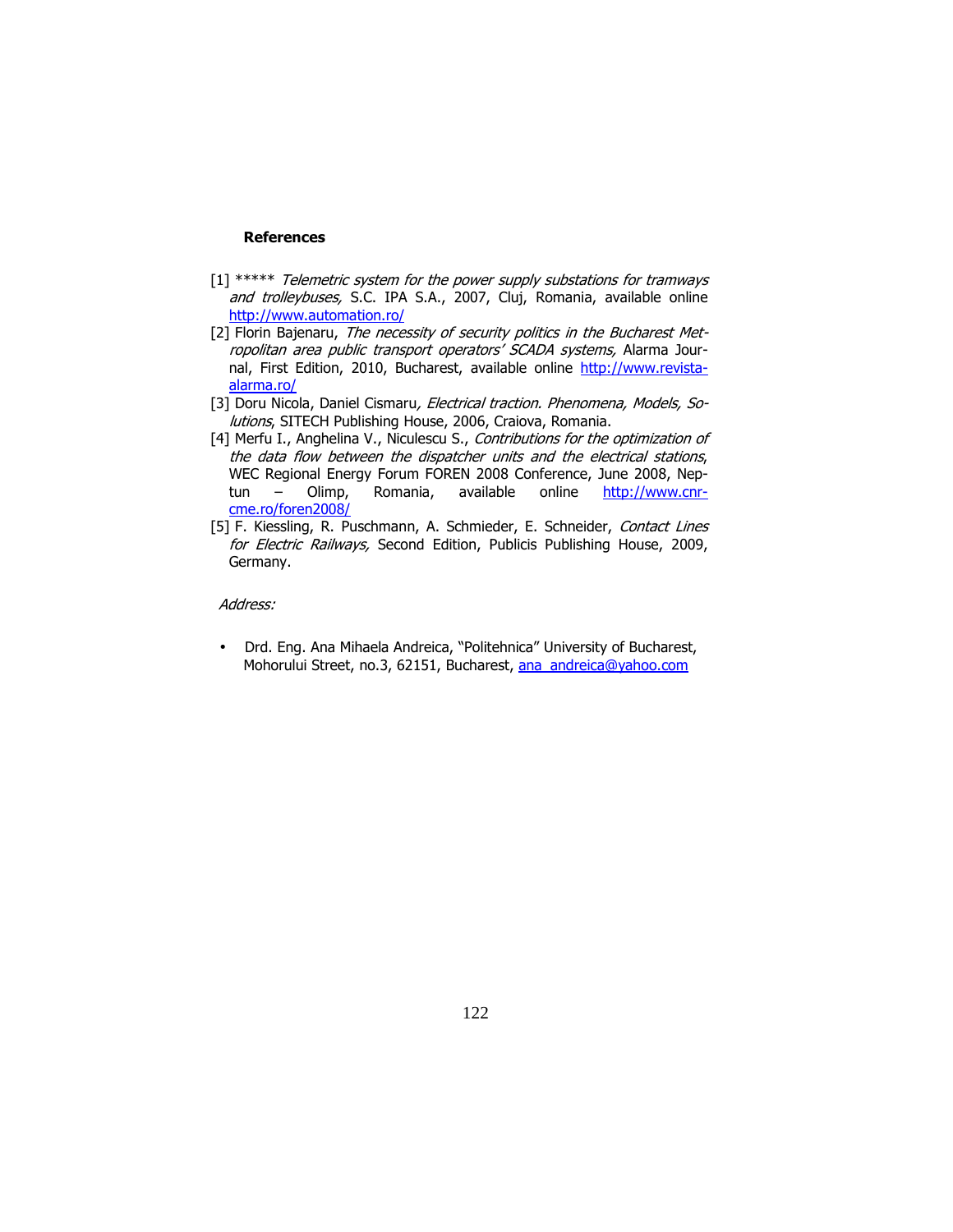**References**

[1] ***** *Telemetric system for the power supply substations for tramways and trolleybuses,* S.C. IPA S.A., 2007, Cluj, Romania, available online http://www.automation.ro/

[2] Florin Bajenaru, *The necessity of security politics in the Bucharest Metropolitan area public transport operators' SCADA systems,* Alarma Journal, First Edition, 2010, Bucharest, available online http://www.revista-alarma.ro/

[3] Doru Nicola, Daniel Cismaru*, Electrical traction. Phenomena, Models, Solutions*, SITECH Publishing House, 2006, Craiova, Romania.

[4] Merfu I., Anghelina V., Niculescu S., *Contributions for the optimization of the data flow between the dispatcher units and the electrical stations*, WEC Regional Energy Forum FOREN 2008 Conference, June 2008, Neptun – Olimp, Romania, available online http://www.cnr-cme.ro/foren2008/

[5] F. Kiessling, R. Puschmann, A. Schmieder, E. Schneider, *Contact Lines for Electric Railways,* Second Edition, Publicis Publishing House, 2009, Germany.

*Address:*

- Drd. Eng. Ana Mihaela Andreica, "Politehnica" University of Bucharest, Mohorului Street, no.3, 62151, Bucharest, ana_andreica@yahoo.com